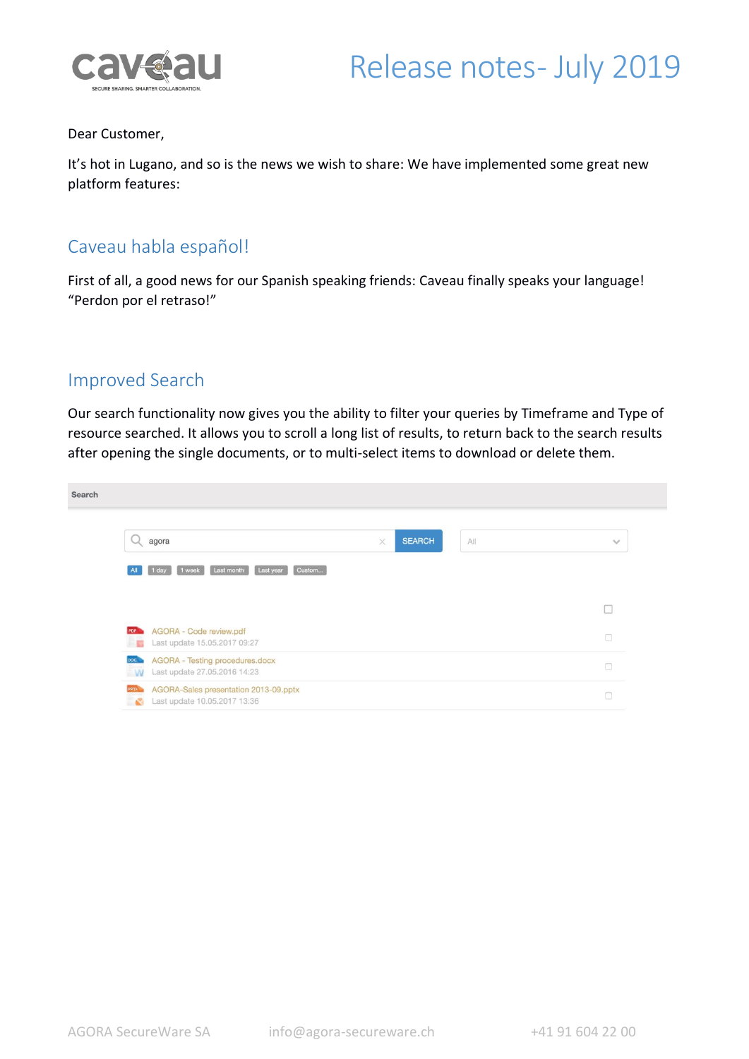# Release notes- July 2019

Dear Customer,

It's hot in Lugano, and so is the news we wish to share: We have implemented some great new platform features:

## Caveau habla español!

First of all, a good news for our Spanish speaking friends: Caveau finally speaks your language! "Perdon por el retraso!"

## Improved Search

Our search functionality now gives you the ability to filter your queries by Timeframe and Type of resource searched. It allows you to scroll a long list of results, to return back to the search results after opening the single documents, or to multi-select items to download or delete them.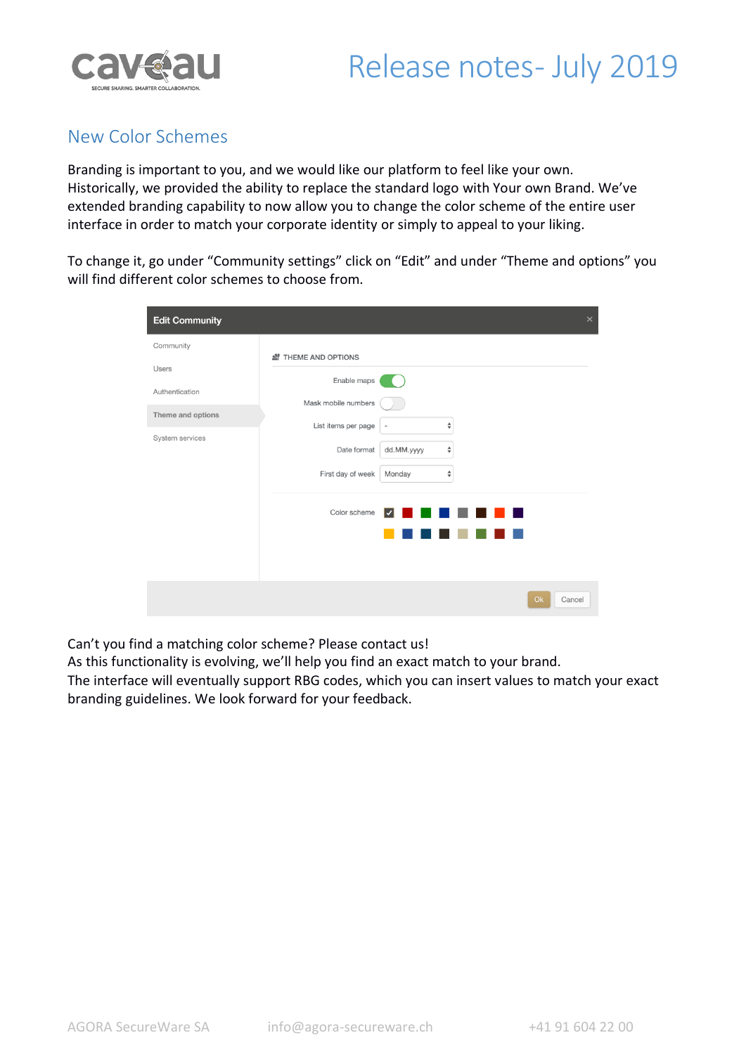## New Color Schemes

Branding is important to you, and we would like our platform to feel like your own. Historically, we provided the ability to replace the standard logo with Your own Brand. We've extended branding capability to now allow you to change the color scheme of the entire user interface in order to match your corporate identity or simply to appeal to your liking.

To change it, go under "Community settings" click on "Edit" and under "Theme and options" you will find different color schemes to choose from.

Can't you find a matching color scheme? Please contact us!
As this functionality is evolving, we'll help you find an exact match to your brand.
The interface will eventually support RBG codes, which you can insert values to match your exact branding guidelines. We look forward for your feedback.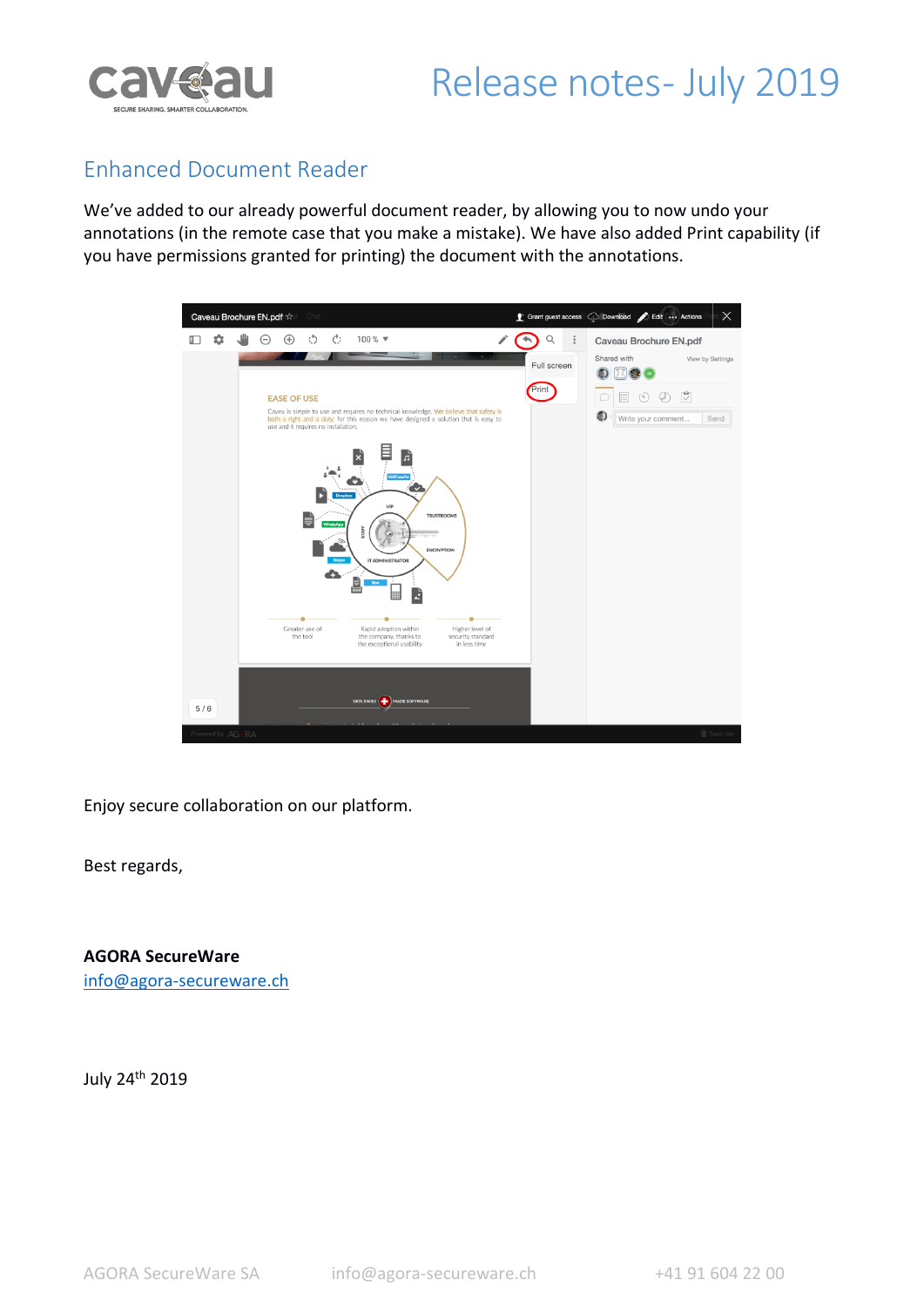## Enhanced Document Reader

We've added to our already powerful document reader, by allowing you to now undo your annotations (in the remote case that you make a mistake). We have also added Print capability (if you have permissions granted for printing) the document with the annotations.

Enjoy secure collaboration on our platform.

Best regards,

**AGORA SecureWare**
info@agora-secureware.ch

July 24th 2019